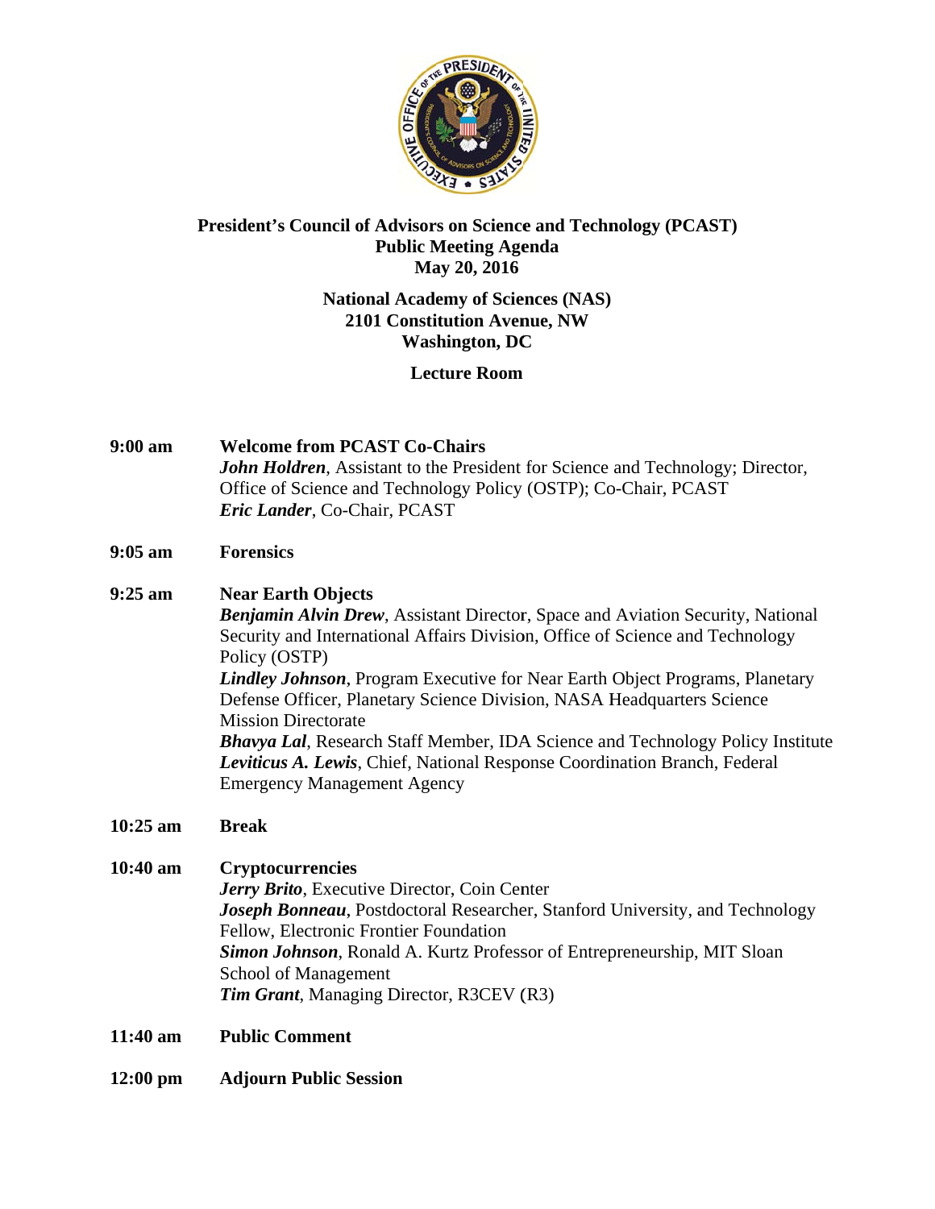**President's Council of Advisors on Science and Technology (PCAST)**
**Public Meeting Agenda**
**May 20, 2016**

**National Academy of Sciences (NAS)**
**2101 Constitution Avenue, NW**
**Washington, DC**

**Lecture Room**

**9:00 am** **Welcome from PCAST Co-Chairs**
***John Holdren***, Assistant to the President for Science and Technology; Director, Office of Science and Technology Policy (OSTP); Co-Chair, PCAST
***Eric Lander***, Co-Chair, PCAST

**9:05 am** **Forensics**

**9:25 am** **Near Earth Objects**
***Benjamin Alvin Drew***, Assistant Director, Space and Aviation Security, National Security and International Affairs Division, Office of Science and Technology Policy (OSTP)
***Lindley Johnson***, Program Executive for Near Earth Object Programs, Planetary Defense Officer, Planetary Science Division, NASA Headquarters Science Mission Directorate
***Bhavya Lal***, Research Staff Member, IDA Science and Technology Policy Institute
***Leviticus A. Lewis***, Chief, National Response Coordination Branch, Federal Emergency Management Agency

**10:25 am** **Break**

**10:40 am** **Cryptocurrencies**
***Jerry Brito***, Executive Director, Coin Center
***Joseph Bonneau***, Postdoctoral Researcher, Stanford University, and Technology Fellow, Electronic Frontier Foundation
***Simon Johnson***, Ronald A. Kurtz Professor of Entrepreneurship, MIT Sloan School of Management
***Tim Grant***, Managing Director, R3CEV (R3)

**11:40 am** **Public Comment**

**12:00 pm** **Adjourn Public Session**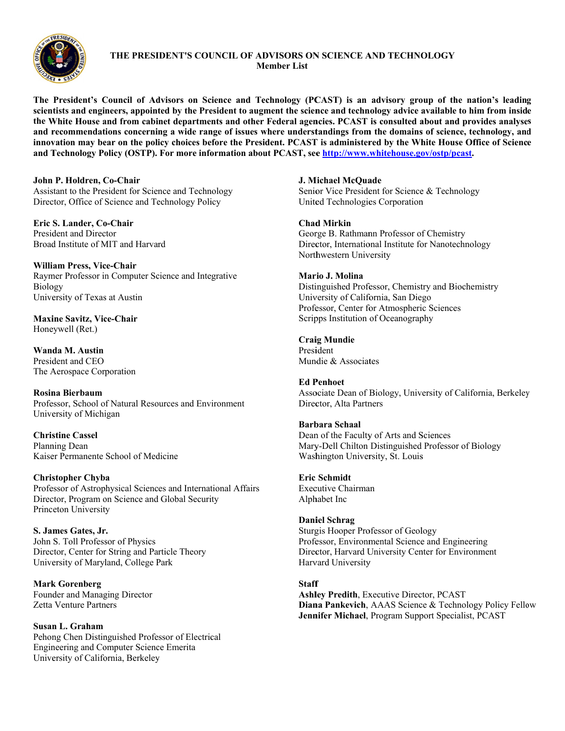# THE PRESIDENT'S COUNCIL OF ADVISORS ON SCIENCE AND TECHNOLOGY

## Member List

**The President's Council of Advisors on Science and Technology (PCAST) is an advisory group of the nation's leading scientists and engineers, appointed by the President to augment the science and technology advice available to him from inside the White House and from cabinet departments and other Federal agencies. PCAST is consulted about and provides analyses and recommendations concerning a wide range of issues where understandings from the domains of science, technology, and innovation may bear on the policy choices before the President. PCAST is administered by the White House Office of Science and Technology Policy (OSTP). For more information about PCAST, see [http://www.whitehouse.gov/ostp/pcast](http://www.whitehouse.gov/ostp/pcast).**

**John P. Holdren, Co-Chair**
Assistant to the President for Science and Technology
Director, Office of Science and Technology Policy

**Eric S. Lander, Co-Chair**
President and Director
Broad Institute of MIT and Harvard

**William Press, Vice-Chair**
Raymer Professor in Computer Science and Integrative Biology
University of Texas at Austin

**Maxine Savitz, Vice-Chair**
Honeywell (Ret.)

**Wanda M. Austin**
President and CEO
The Aerospace Corporation

**Rosina Bierbaum**
Professor, School of Natural Resources and Environment
University of Michigan

**Christine Cassel**
Planning Dean
Kaiser Permanente School of Medicine

**Christopher Chyba**
Professor of Astrophysical Sciences and International Affairs
Director, Program on Science and Global Security
Princeton University

**S. James Gates, Jr.**
John S. Toll Professor of Physics
Director, Center for String and Particle Theory
University of Maryland, College Park

**Mark Gorenberg**
Founder and Managing Director
Zetta Venture Partners

**Susan L. Graham**
Pehong Chen Distinguished Professor of Electrical Engineering and Computer Science Emerita
University of California, Berkeley

**J. Michael McQuade**
Senior Vice President for Science & Technology
United Technologies Corporation

**Chad Mirkin**
George B. Rathmann Professor of Chemistry
Director, International Institute for Nanotechnology
Northwestern University

**Mario J. Molina**
Distinguished Professor, Chemistry and Biochemistry
University of California, San Diego
Professor, Center for Atmospheric Sciences
Scripps Institution of Oceanography

**Craig Mundie**
President
Mundie & Associates

**Ed Penhoet**
Associate Dean of Biology, University of California, Berkeley
Director, Alta Partners

**Barbara Schaal**
Dean of the Faculty of Arts and Sciences
Mary-Dell Chilton Distinguished Professor of Biology
Washington University, St. Louis

**Eric Schmidt**
Executive Chairman
Alphabet Inc

**Daniel Schrag**
Sturgis Hooper Professor of Geology
Professor, Environmental Science and Engineering
Director, Harvard University Center for Environment
Harvard University

**Staff**
**Ashley Predith**, Executive Director, PCAST
**Diana Pankevich**, AAAS Science & Technology Policy Fellow
**Jennifer Michael**, Program Support Specialist, PCAST